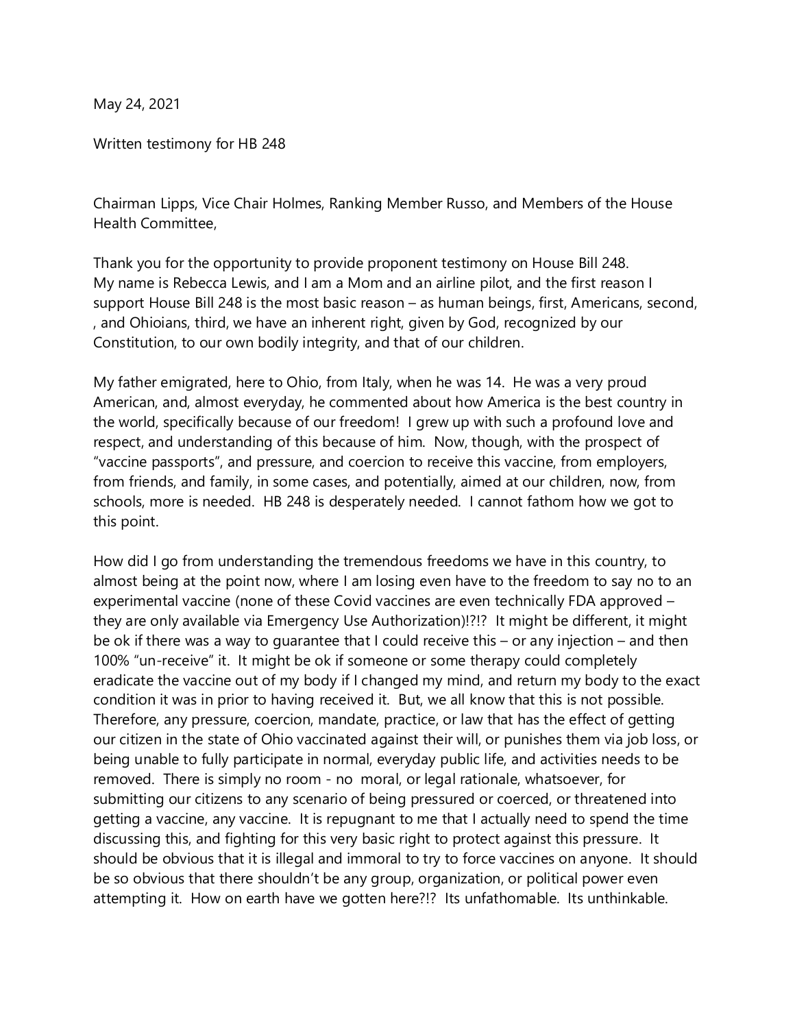May 24, 2021

Written testimony for HB 248

Chairman Lipps, Vice Chair Holmes, Ranking Member Russo, and Members of the House Health Committee,

Thank you for the opportunity to provide proponent testimony on House Bill 248. My name is Rebecca Lewis, and I am a Mom and an airline pilot, and the first reason I support House Bill 248 is the most basic reason – as human beings, first, Americans, second, , and Ohioians, third, we have an inherent right, given by God, recognized by our Constitution, to our own bodily integrity, and that of our children.

My father emigrated, here to Ohio, from Italy, when he was 14. He was a very proud American, and, almost everyday, he commented about how America is the best country in the world, specifically because of our freedom! I grew up with such a profound love and respect, and understanding of this because of him. Now, though, with the prospect of "vaccine passports", and pressure, and coercion to receive this vaccine, from employers, from friends, and family, in some cases, and potentially, aimed at our children, now, from schools, more is needed. HB 248 is desperately needed. I cannot fathom how we got to this point.

How did I go from understanding the tremendous freedoms we have in this country, to almost being at the point now, where I am losing even have to the freedom to say no to an experimental vaccine (none of these Covid vaccines are even technically FDA approved – they are only available via Emergency Use Authorization)!?!? It might be different, it might be ok if there was a way to guarantee that I could receive this – or any injection – and then 100% "un-receive" it. It might be ok if someone or some therapy could completely eradicate the vaccine out of my body if I changed my mind, and return my body to the exact condition it was in prior to having received it. But, we all know that this is not possible. Therefore, any pressure, coercion, mandate, practice, or law that has the effect of getting our citizen in the state of Ohio vaccinated against their will, or punishes them via job loss, or being unable to fully participate in normal, everyday public life, and activities needs to be removed. There is simply no room - no moral, or legal rationale, whatsoever, for submitting our citizens to any scenario of being pressured or coerced, or threatened into getting a vaccine, any vaccine. It is repugnant to me that I actually need to spend the time discussing this, and fighting for this very basic right to protect against this pressure. It should be obvious that it is illegal and immoral to try to force vaccines on anyone. It should be so obvious that there shouldn't be any group, organization, or political power even attempting it. How on earth have we gotten here?!? Its unfathomable. Its unthinkable.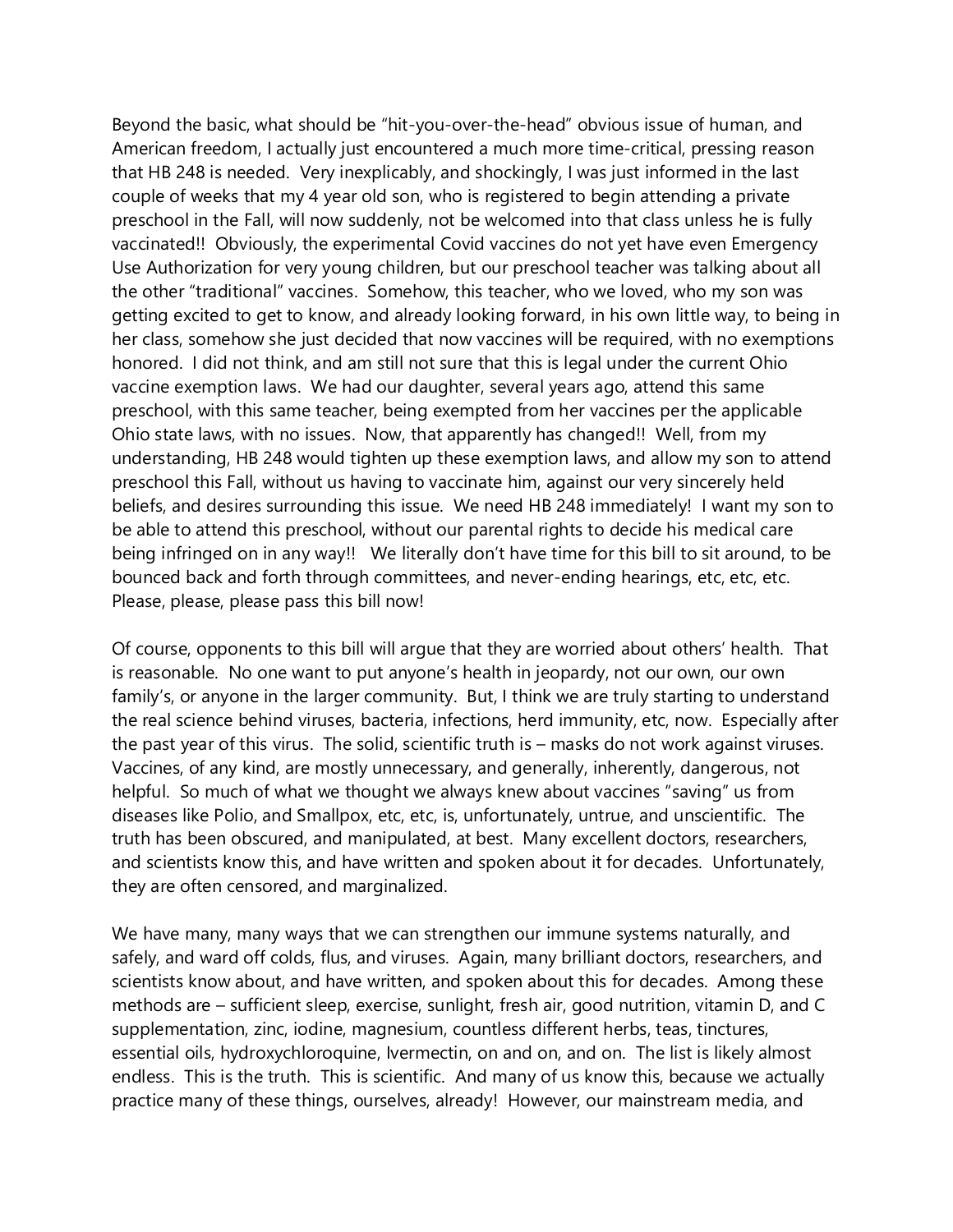Beyond the basic, what should be "hit-you-over-the-head" obvious issue of human, and American freedom, I actually just encountered a much more time-critical, pressing reason that HB 248 is needed. Very inexplicably, and shockingly, I was just informed in the last couple of weeks that my 4 year old son, who is registered to begin attending a private preschool in the Fall, will now suddenly, not be welcomed into that class unless he is fully vaccinated!! Obviously, the experimental Covid vaccines do not yet have even Emergency Use Authorization for very young children, but our preschool teacher was talking about all the other "traditional" vaccines. Somehow, this teacher, who we loved, who my son was getting excited to get to know, and already looking forward, in his own little way, to being in her class, somehow she just decided that now vaccines will be required, with no exemptions honored. I did not think, and am still not sure that this is legal under the current Ohio vaccine exemption laws. We had our daughter, several years ago, attend this same preschool, with this same teacher, being exempted from her vaccines per the applicable Ohio state laws, with no issues. Now, that apparently has changed!! Well, from my understanding, HB 248 would tighten up these exemption laws, and allow my son to attend preschool this Fall, without us having to vaccinate him, against our very sincerely held beliefs, and desires surrounding this issue. We need HB 248 immediately! I want my son to be able to attend this preschool, without our parental rights to decide his medical care being infringed on in any way!! We literally don't have time for this bill to sit around, to be bounced back and forth through committees, and never-ending hearings, etc, etc, etc. Please, please, please pass this bill now!

Of course, opponents to this bill will argue that they are worried about others' health. That is reasonable. No one want to put anyone's health in jeopardy, not our own, our own family's, or anyone in the larger community. But, I think we are truly starting to understand the real science behind viruses, bacteria, infections, herd immunity, etc, now. Especially after the past year of this virus. The solid, scientific truth is – masks do not work against viruses. Vaccines, of any kind, are mostly unnecessary, and generally, inherently, dangerous, not helpful. So much of what we thought we always knew about vaccines "saving" us from diseases like Polio, and Smallpox, etc, etc, is, unfortunately, untrue, and unscientific. The truth has been obscured, and manipulated, at best. Many excellent doctors, researchers, and scientists know this, and have written and spoken about it for decades. Unfortunately, they are often censored, and marginalized.

We have many, many ways that we can strengthen our immune systems naturally, and safely, and ward off colds, flus, and viruses. Again, many brilliant doctors, researchers, and scientists know about, and have written, and spoken about this for decades. Among these methods are – sufficient sleep, exercise, sunlight, fresh air, good nutrition, vitamin D, and C supplementation, zinc, iodine, magnesium, countless different herbs, teas, tinctures, essential oils, hydroxychloroquine, Ivermectin, on and on, and on. The list is likely almost endless. This is the truth. This is scientific. And many of us know this, because we actually practice many of these things, ourselves, already! However, our mainstream media, and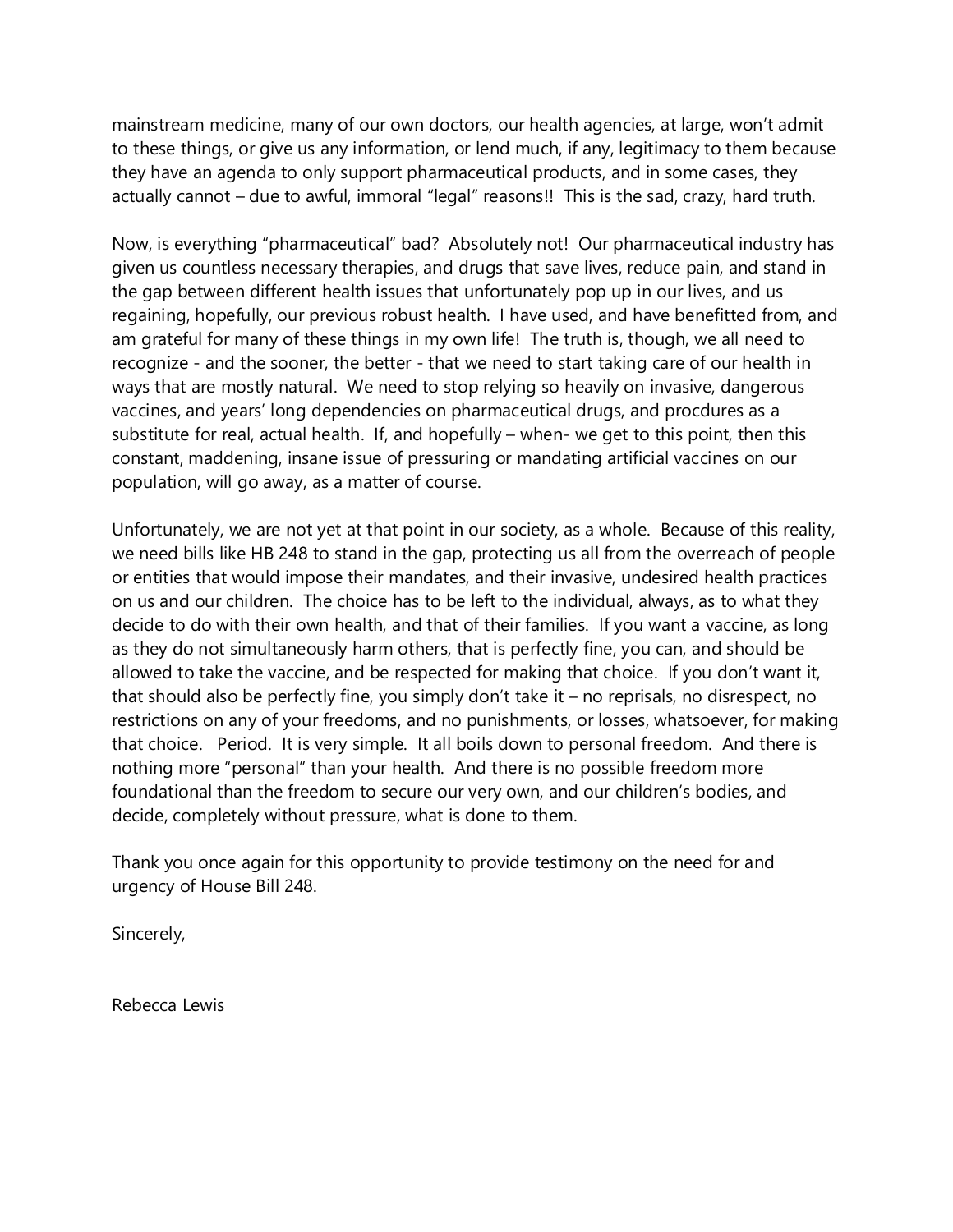mainstream medicine, many of our own doctors, our health agencies, at large, won't admit to these things, or give us any information, or lend much, if any, legitimacy to them because they have an agenda to only support pharmaceutical products, and in some cases, they actually cannot – due to awful, immoral "legal" reasons!! This is the sad, crazy, hard truth.

Now, is everything "pharmaceutical" bad? Absolutely not! Our pharmaceutical industry has given us countless necessary therapies, and drugs that save lives, reduce pain, and stand in the gap between different health issues that unfortunately pop up in our lives, and us regaining, hopefully, our previous robust health. I have used, and have benefitted from, and am grateful for many of these things in my own life! The truth is, though, we all need to recognize - and the sooner, the better - that we need to start taking care of our health in ways that are mostly natural. We need to stop relying so heavily on invasive, dangerous vaccines, and years' long dependencies on pharmaceutical drugs, and procdures as a substitute for real, actual health. If, and hopefully – when- we get to this point, then this constant, maddening, insane issue of pressuring or mandating artificial vaccines on our population, will go away, as a matter of course.

Unfortunately, we are not yet at that point in our society, as a whole. Because of this reality, we need bills like HB 248 to stand in the gap, protecting us all from the overreach of people or entities that would impose their mandates, and their invasive, undesired health practices on us and our children. The choice has to be left to the individual, always, as to what they decide to do with their own health, and that of their families. If you want a vaccine, as long as they do not simultaneously harm others, that is perfectly fine, you can, and should be allowed to take the vaccine, and be respected for making that choice. If you don't want it, that should also be perfectly fine, you simply don't take it – no reprisals, no disrespect, no restrictions on any of your freedoms, and no punishments, or losses, whatsoever, for making that choice. Period. It is very simple. It all boils down to personal freedom. And there is nothing more "personal" than your health. And there is no possible freedom more foundational than the freedom to secure our very own, and our children's bodies, and decide, completely without pressure, what is done to them.

Thank you once again for this opportunity to provide testimony on the need for and urgency of House Bill 248.

Sincerely,

Rebecca Lewis